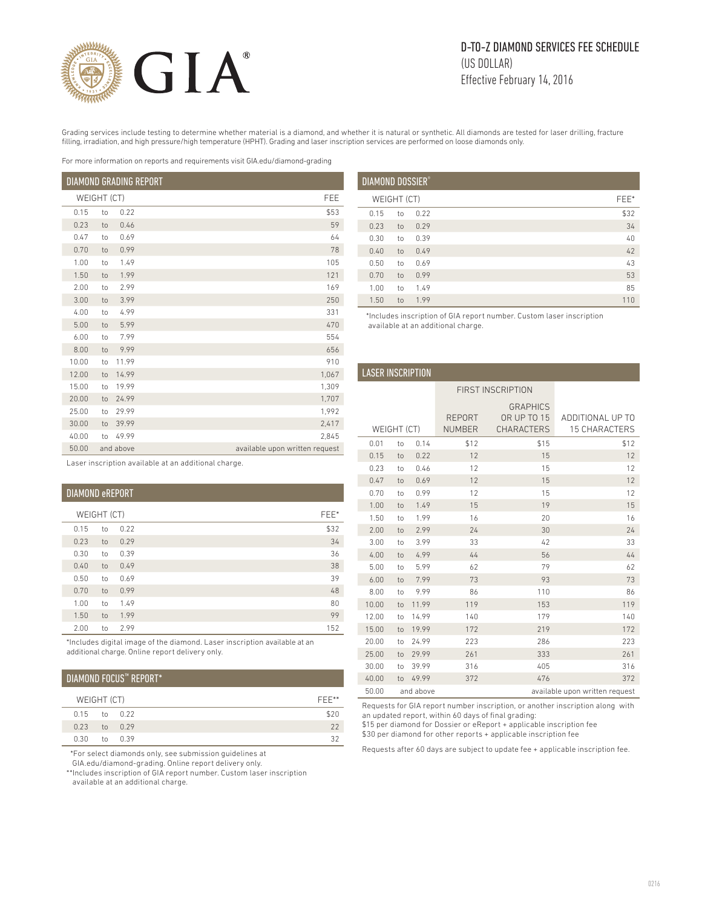# GIA®

## D-TO-Z DIAMOND SERVICES FEE SCHEDULE
(US DOLLAR)
Effective February 14, 2016

Grading services include testing to determine whether material is a diamond, and whether it is natural or synthetic. All diamonds are tested for laser drilling, fracture filling, irradiation, and high pressure/high temperature (HPHT). Grading and laser inscription services are performed on loose diamonds only.

For more information on reports and requirements visit GIA.edu/diamond-grading

### DIAMOND GRADING REPORT

| WEIGHT (CT) | FEE |
|---|---|
| 0.15 to 0.22 | $53 |
| 0.23 to 0.46 | 59 |
| 0.47 to 0.69 | 64 |
| 0.70 to 0.99 | 78 |
| 1.00 to 1.49 | 105 |
| 1.50 to 1.99 | 121 |
| 2.00 to 2.99 | 169 |
| 3.00 to 3.99 | 250 |
| 4.00 to 4.99 | 331 |
| 5.00 to 5.99 | 470 |
| 6.00 to 7.99 | 554 |
| 8.00 to 9.99 | 656 |
| 10.00 to 11.99 | 910 |
| 12.00 to 14.99 | 1,067 |
| 15.00 to 19.99 | 1,309 |
| 20.00 to 24.99 | 1,707 |
| 25.00 to 29.99 | 1,992 |
| 30.00 to 39.99 | 2,417 |
| 40.00 to 49.99 | 2,845 |
| 50.00 and above | available upon written request |

Laser inscription available at an additional charge.

### DIAMOND eREPORT

| WEIGHT (CT) | FEE* |
|---|---|
| 0.15 to 0.22 | $32 |
| 0.23 to 0.29 | 34 |
| 0.30 to 0.39 | 36 |
| 0.40 to 0.49 | 38 |
| 0.50 to 0.69 | 39 |
| 0.70 to 0.99 | 48 |
| 1.00 to 1.49 | 80 |
| 1.50 to 1.99 | 99 |
| 2.00 to 2.99 | 152 |

*Includes digital image of the diamond. Laser inscription available at an additional charge. Online report delivery only.

### DIAMOND FOCUS™ REPORT*

| WEIGHT (CT) | FEE** |
|---|---|
| 0.15 to 0.22 | $20 |
| 0.23 to 0.29 | 22 |
| 0.30 to 0.39 | 32 |

*For select diamonds only, see submission guidelines at GIA.edu/diamond-grading. Online report delivery only.
**Includes inscription of GIA report number. Custom laser inscription available at an additional charge.

### DIAMOND DOSSIER®

| WEIGHT (CT) | FEE* |
|---|---|
| 0.15 to 0.22 | $32 |
| 0.23 to 0.29 | 34 |
| 0.30 to 0.39 | 40 |
| 0.40 to 0.49 | 42 |
| 0.50 to 0.69 | 43 |
| 0.70 to 0.99 | 53 |
| 1.00 to 1.49 | 85 |
| 1.50 to 1.99 | 110 |

*Includes inscription of GIA report number. Custom laser inscription available at an additional charge.

### LASER INSCRIPTION

| | FIRST INSCRIPTION | | |
|---|---|---|---|
| WEIGHT (CT) | REPORT NUMBER | GRAPHICS OR UP TO 15 CHARACTERS | ADDITIONAL UP TO 15 CHARACTERS |
| 0.01 to 0.14 | $12 | $15 | $12 |
| 0.15 to 0.22 | 12 | 15 | 12 |
| 0.23 to 0.46 | 12 | 15 | 12 |
| 0.47 to 0.69 | 12 | 15 | 12 |
| 0.70 to 0.99 | 12 | 15 | 12 |
| 1.00 to 1.49 | 15 | 19 | 15 |
| 1.50 to 1.99 | 16 | 20 | 16 |
| 2.00 to 2.99 | 24 | 30 | 24 |
| 3.00 to 3.99 | 33 | 42 | 33 |
| 4.00 to 4.99 | 44 | 56 | 44 |
| 5.00 to 5.99 | 62 | 79 | 62 |
| 6.00 to 7.99 | 73 | 93 | 73 |
| 8.00 to 9.99 | 86 | 110 | 86 |
| 10.00 to 11.99 | 119 | 153 | 119 |
| 12.00 to 14.99 | 140 | 179 | 140 |
| 15.00 to 19.99 | 172 | 219 | 172 |
| 20.00 to 24.99 | 223 | 286 | 223 |
| 25.00 to 29.99 | 261 | 333 | 261 |
| 30.00 to 39.99 | 316 | 405 | 316 |
| 40.00 to 49.99 | 372 | 476 | 372 |
| 50.00 and above | available upon written request | | |

Requests for GIA report number inscription, or another inscription along with an updated report, within 60 days of final grading:
$15 per diamond for Dossier or eReport + applicable inscription fee
$30 per diamond for other reports + applicable inscription fee

Requests after 60 days are subject to update fee + applicable inscription fee.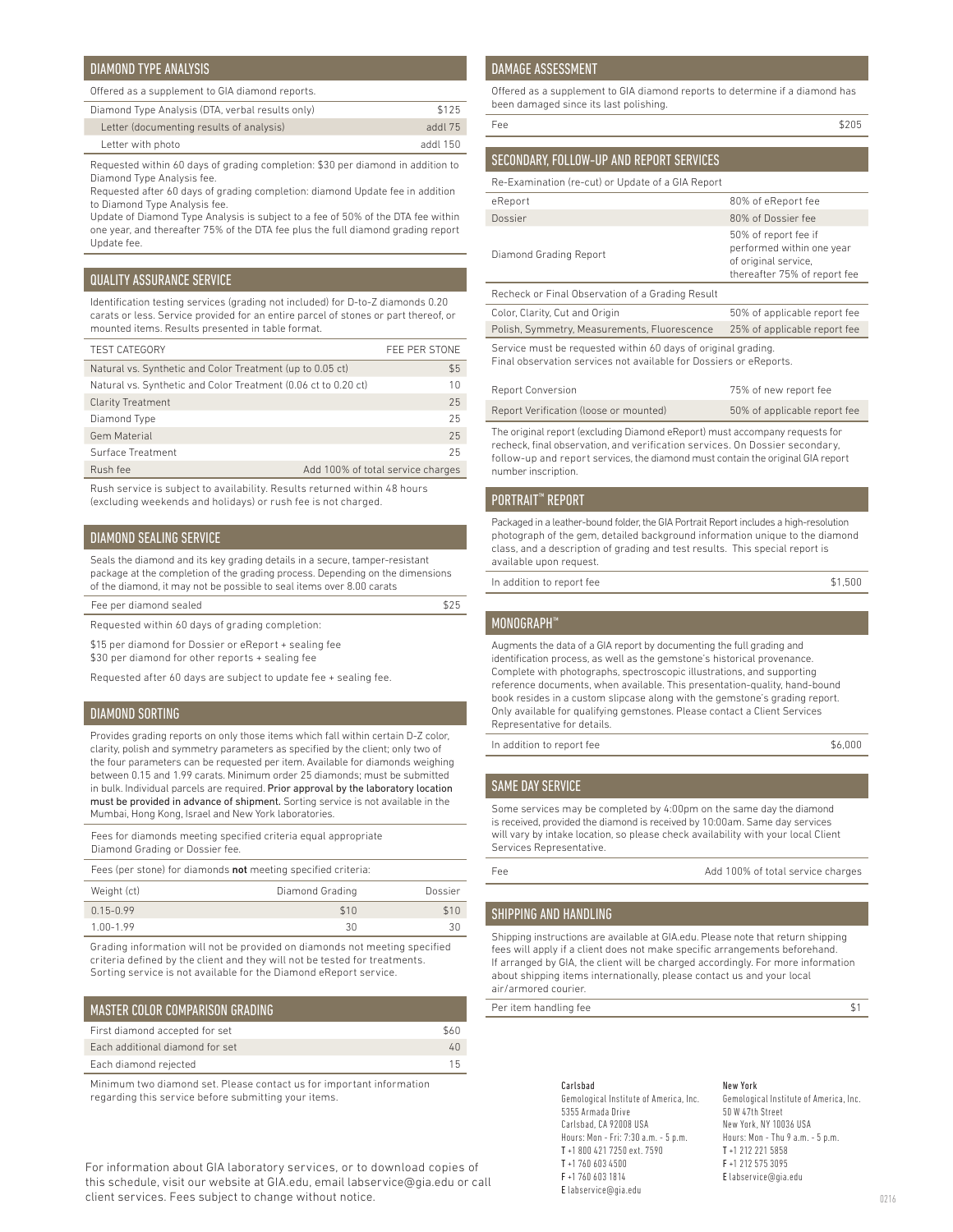## DIAMOND TYPE ANALYSIS

Offered as a supplement to GIA diamond reports.

| | |
|---|---|
| Diamond Type Analysis (DTA, verbal results only) | $125 |
| Letter (documenting results of analysis) | addl 75 |
| Letter with photo | addl 150 |

Requested within 60 days of grading completion: $30 per diamond in addition to Diamond Type Analysis fee.
Requested after 60 days of grading completion: diamond Update fee in addition to Diamond Type Analysis fee.
Update of Diamond Type Analysis is subject to a fee of 50% of the DTA fee within one year, and thereafter 75% of the DTA fee plus the full diamond grading report Update fee.

## QUALITY ASSURANCE SERVICE

Identification testing services (grading not included) for D-to-Z diamonds 0.20 carats or less. Service provided for an entire parcel of stones or part thereof, or mounted items. Results presented in table format.

| TEST CATEGORY | FEE PER STONE |
|---|---|
| Natural vs. Synthetic and Color Treatment (up to 0.05 ct) | $5 |
| Natural vs. Synthetic and Color Treatment (0.06 ct to 0.20 ct) | 10 |
| Clarity Treatment | 25 |
| Diamond Type | 25 |
| Gem Material | 25 |
| Surface Treatment | 25 |
| Rush fee | Add 100% of total service charges |

Rush service is subject to availability. Results returned within 48 hours (excluding weekends and holidays) or rush fee is not charged.

## DIAMOND SEALING SERVICE

Seals the diamond and its key grading details in a secure, tamper-resistant package at the completion of the grading process. Depending on the dimensions of the diamond, it may not be possible to seal items over 8.00 carats

| | |
|---|---|
| Fee per diamond sealed | $25 |

Requested within 60 days of grading completion:

$15 per diamond for Dossier or eReport + sealing fee
$30 per diamond for other reports + sealing fee

Requested after 60 days are subject to update fee + sealing fee.

## DIAMOND SORTING

Provides grading reports on only those items which fall within certain D-Z color, clarity, polish and symmetry parameters as specified by the client; only two of the four parameters can be requested per item. Available for diamonds weighing between 0.15 and 1.99 carats. Minimum order 25 diamonds; must be submitted in bulk. Individual parcels are required. Prior approval by the laboratory location must be provided in advance of shipment. Sorting service is not available in the Mumbai, Hong Kong, Israel and New York laboratories.

Fees for diamonds meeting specified criteria equal appropriate Diamond Grading or Dossier fee.

Fees (per stone) for diamonds **not** meeting specified criteria:

| Weight (ct) | Diamond Grading | Dossier |
|---|---|---|
| 0.15-0.99 | $10 | $10 |
| 1.00-1.99 | 30 | 30 |

Grading information will not be provided on diamonds not meeting specified criteria defined by the client and they will not be tested for treatments. Sorting service is not available for the Diamond eReport service.

## MASTER COLOR COMPARISON GRADING

| | |
|---|---|
| First diamond accepted for set | $60 |
| Each additional diamond for set | 40 |
| Each diamond rejected | 15 |

Minimum two diamond set. Please contact us for important information regarding this service before submitting your items.

## DAMAGE ASSESSMENT

Offered as a supplement to GIA diamond reports to determine if a diamond has been damaged since its last polishing.

| | |
|---|---|
| Fee | $205 |

## SECONDARY, FOLLOW-UP AND REPORT SERVICES

Re-Examination (re-cut) or Update of a GIA Report

| | |
|---|---|
| eReport | 80% of eReport fee |
| Dossier | 80% of Dossier fee |
| Diamond Grading Report | 50% of report fee if performed within one year of original service, thereafter 75% of report fee |

Recheck or Final Observation of a Grading Result

| | |
|---|---|
| Color, Clarity, Cut and Origin | 50% of applicable report fee |
| Polish, Symmetry, Measurements, Fluorescence | 25% of applicable report fee |

Service must be requested within 60 days of original grading.
Final observation services not available for Dossiers or eReports.

| | |
|---|---|
| Report Conversion | 75% of new report fee |
| Report Verification (loose or mounted) | 50% of applicable report fee |

The original report (excluding Diamond eReport) must accompany requests for recheck, final observation, and verification services. On Dossier secondary, follow-up and report services, the diamond must contain the original GIA report number inscription.

## PORTRAIT™ REPORT

Packaged in a leather-bound folder, the GIA Portrait Report includes a high-resolution photograph of the gem, detailed background information unique to the diamond class, and a description of grading and test results. This special report is available upon request.

| | |
|---|---|
| In addition to report fee | $1,500 |

## MONOGRAPH™

Augments the data of a GIA report by documenting the full grading and identification process, as well as the gemstone's historical provenance. Complete with photographs, spectroscopic illustrations, and supporting reference documents, when available. This presentation-quality, hand-bound book resides in a custom slipcase along with the gemstone's grading report. Only available for qualifying gemstones. Please contact a Client Services Representative for details.

| | |
|---|---|
| In addition to report fee | $6,000 |

## SAME DAY SERVICE

Some services may be completed by 4:00pm on the same day the diamond is received, provided the diamond is received by 10:00am. Same day services will vary by intake location, so please check availability with your local Client Services Representative.

| | |
|---|---|
| Fee | Add 100% of total service charges |

## SHIPPING AND HANDLING

Shipping instructions are available at GIA.edu. Please note that return shipping fees will apply if a client does not make specific arrangements beforehand. If arranged by GIA, the client will be charged accordingly. For more information about shipping items internationally, please contact us and your local air/armored courier.

| | |
|---|---|
| Per item handling fee | $1 |

For information about GIA laboratory services, or to download copies of this schedule, visit our website at GIA.edu, email labservice@gia.edu or call client services. Fees subject to change without notice.

**Carlsbad**
Gemological Institute of America, Inc.
5355 Armada Drive
Carlsbad, CA 92008 USA
Hours: Mon - Fri: 7:30 a.m. - 5 p.m.
T +1 800 421 7250 ext. 7590
T +1 760 603 4500
F +1 760 603 1814
E labservice@gia.edu

**New York**
Gemological Institute of America, Inc.
50 W 47th Street
New York, NY 10036 USA
Hours: Mon - Thu 9 a.m. - 5 p.m.
T +1 212 221 5858
F +1 212 575 3095
E labservice@gia.edu

0216